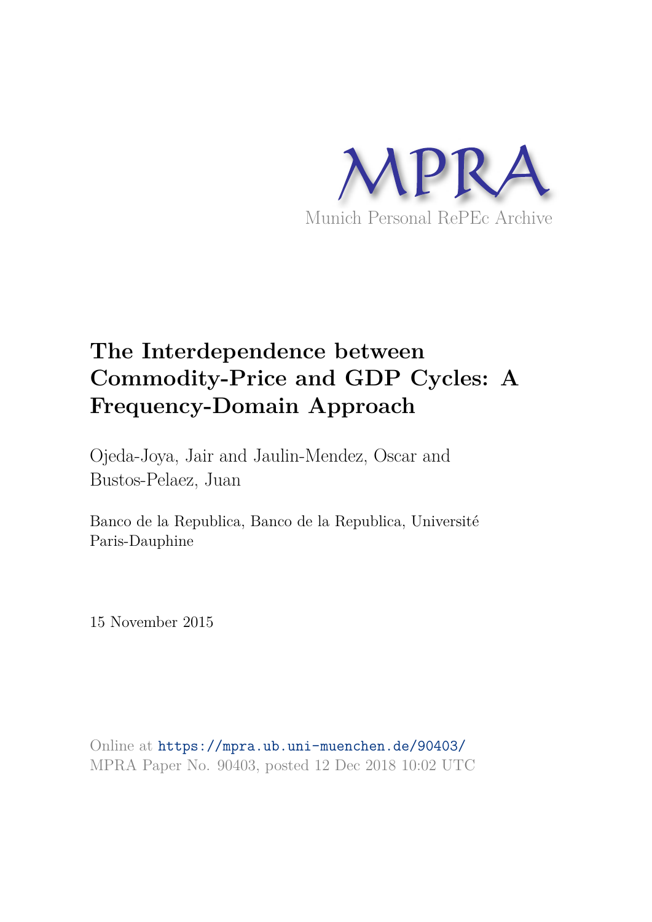MPRA

Munich Personal RePEc Archive

# The Interdependence between Commodity-Price and GDP Cycles: A Frequency-Domain Approach

Ojeda-Joya, Jair and Jaulin-Mendez, Oscar and Bustos-Pelaez, Juan

Banco de la Republica, Banco de la Republica, Université Paris-Dauphine

15 November 2015

Online at https://mpra.ub.uni-muenchen.de/90403/
MPRA Paper No. 90403, posted 12 Dec 2018 10:02 UTC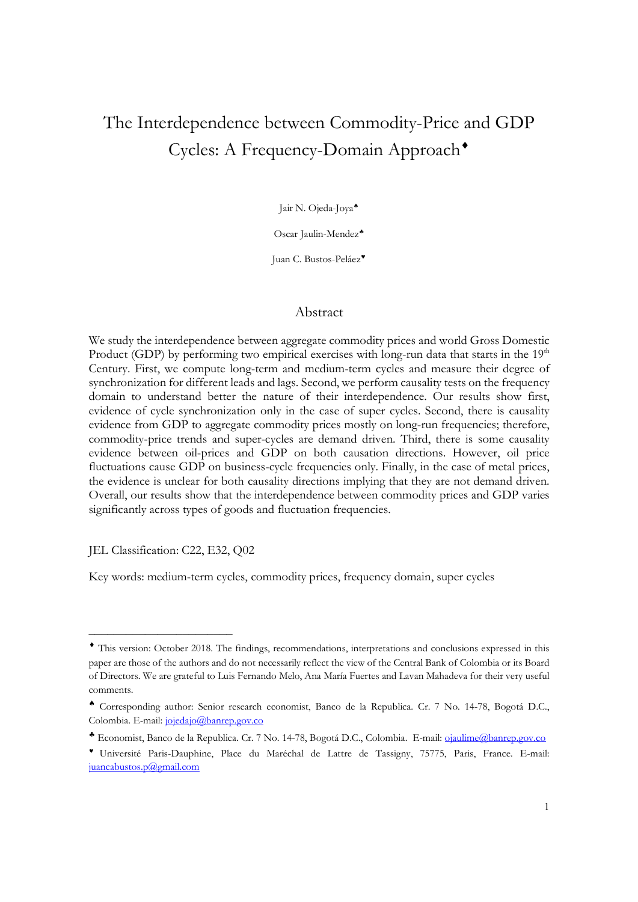# The Interdependence between Commodity-Price and GDP Cycles: A Frequency-Domain Approach[♦]

Jair N. Ojeda-Joya[♠]

Oscar Jaulin-Mendez[♣]

Juan C. Bustos-Peláez[♥]

## Abstract

We study the interdependence between aggregate commodity prices and world Gross Domestic Product (GDP) by performing two empirical exercises with long-run data that starts in the 19th Century. First, we compute long-term and medium-term cycles and measure their degree of synchronization for different leads and lags. Second, we perform causality tests on the frequency domain to understand better the nature of their interdependence. Our results show first, evidence of cycle synchronization only in the case of super cycles. Second, there is causality evidence from GDP to aggregate commodity prices mostly on long-run frequencies; therefore, commodity-price trends and super-cycles are demand driven. Third, there is some causality evidence between oil-prices and GDP on both causation directions. However, oil price fluctuations cause GDP on business-cycle frequencies only. Finally, in the case of metal prices, the evidence is unclear for both causality directions implying that they are not demand driven. Overall, our results show that the interdependence between commodity prices and GDP varies significantly across types of goods and fluctuation frequencies.

JEL Classification: C22, E32, Q02

Key words: medium-term cycles, commodity prices, frequency domain, super cycles

---

[♦] This version: October 2018. The findings, recommendations, interpretations and conclusions expressed in this paper are those of the authors and do not necessarily reflect the view of the Central Bank of Colombia or its Board of Directors. We are grateful to Luis Fernando Melo, Ana María Fuertes and Lavan Mahadeva for their very useful comments.

[♠] Corresponding author: Senior research economist, Banco de la Republica. Cr. 7 No. 14-78, Bogotá D.C., Colombia. E-mail: jojedajo@banrep.gov.co

[♣] Economist, Banco de la Republica. Cr. 7 No. 14-78, Bogotá D.C., Colombia. E-mail: ojaulime@banrep.gov.co

[♥] Université Paris-Dauphine, Place du Maréchal de Lattre de Tassigny, 75775, Paris, France. E-mail: juancabustos.p@gmail.com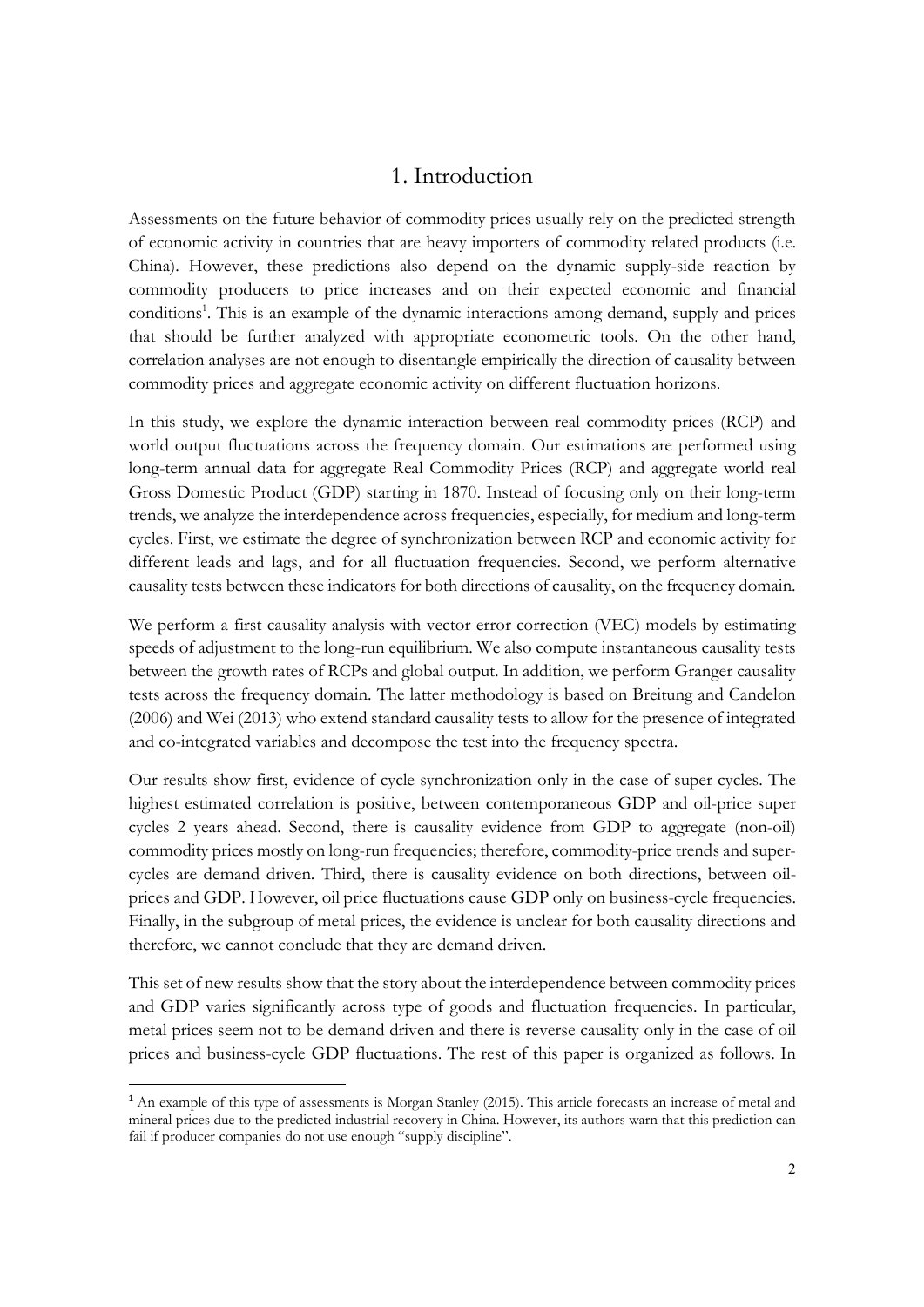# 1. Introduction

Assessments on the future behavior of commodity prices usually rely on the predicted strength of economic activity in countries that are heavy importers of commodity related products (i.e. China). However, these predictions also depend on the dynamic supply-side reaction by commodity producers to price increases and on their expected economic and financial conditions[1]. This is an example of the dynamic interactions among demand, supply and prices that should be further analyzed with appropriate econometric tools. On the other hand, correlation analyses are not enough to disentangle empirically the direction of causality between commodity prices and aggregate economic activity on different fluctuation horizons.

In this study, we explore the dynamic interaction between real commodity prices (RCP) and world output fluctuations across the frequency domain. Our estimations are performed using long-term annual data for aggregate Real Commodity Prices (RCP) and aggregate world real Gross Domestic Product (GDP) starting in 1870. Instead of focusing only on their long-term trends, we analyze the interdependence across frequencies, especially, for medium and long-term cycles. First, we estimate the degree of synchronization between RCP and economic activity for different leads and lags, and for all fluctuation frequencies. Second, we perform alternative causality tests between these indicators for both directions of causality, on the frequency domain.

We perform a first causality analysis with vector error correction (VEC) models by estimating speeds of adjustment to the long-run equilibrium. We also compute instantaneous causality tests between the growth rates of RCPs and global output. In addition, we perform Granger causality tests across the frequency domain. The latter methodology is based on Breitung and Candelon (2006) and Wei (2013) who extend standard causality tests to allow for the presence of integrated and co-integrated variables and decompose the test into the frequency spectra.

Our results show first, evidence of cycle synchronization only in the case of super cycles. The highest estimated correlation is positive, between contemporaneous GDP and oil-price super cycles 2 years ahead. Second, there is causality evidence from GDP to aggregate (non-oil) commodity prices mostly on long-run frequencies; therefore, commodity-price trends and super-cycles are demand driven. Third, there is causality evidence on both directions, between oil-prices and GDP. However, oil price fluctuations cause GDP only on business-cycle frequencies. Finally, in the subgroup of metal prices, the evidence is unclear for both causality directions and therefore, we cannot conclude that they are demand driven.

This set of new results show that the story about the interdependence between commodity prices and GDP varies significantly across type of goods and fluctuation frequencies. In particular, metal prices seem not to be demand driven and there is reverse causality only in the case of oil prices and business-cycle GDP fluctuations. The rest of this paper is organized as follows. In

---

[1] An example of this type of assessments is Morgan Stanley (2015). This article forecasts an increase of metal and mineral prices due to the predicted industrial recovery in China. However, its authors warn that this prediction can fail if producer companies do not use enough "supply discipline".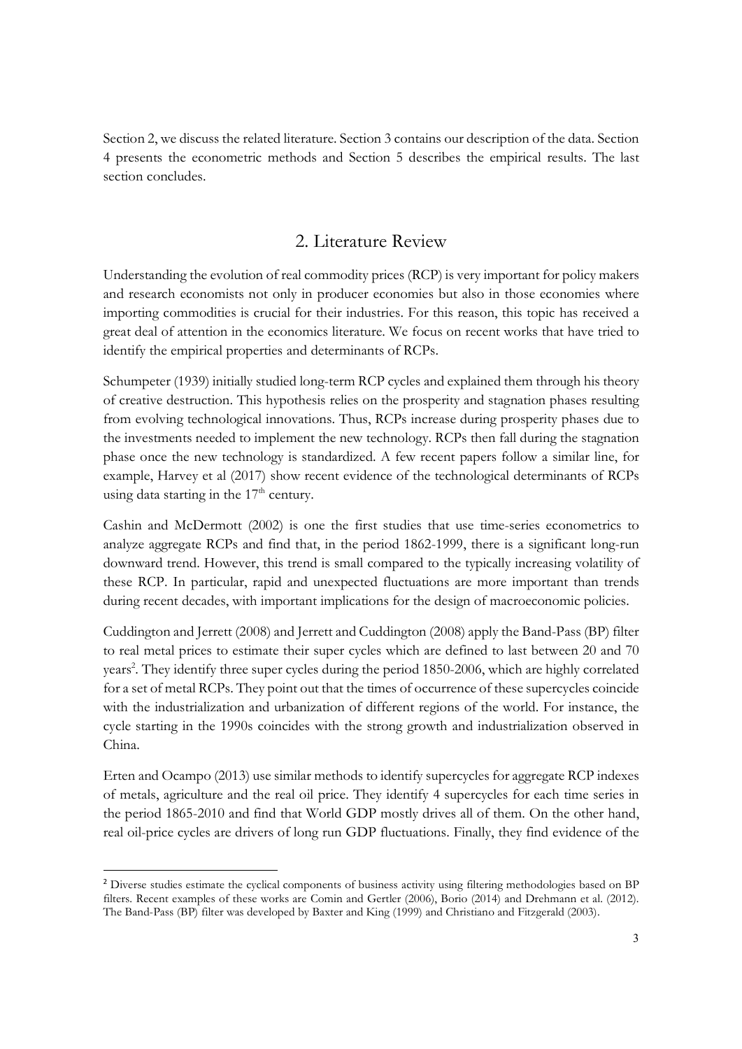Section 2, we discuss the related literature. Section 3 contains our description of the data. Section 4 presents the econometric methods and Section 5 describes the empirical results. The last section concludes.

## 2. Literature Review

Understanding the evolution of real commodity prices (RCP) is very important for policy makers and research economists not only in producer economies but also in those economies where importing commodities is crucial for their industries. For this reason, this topic has received a great deal of attention in the economics literature. We focus on recent works that have tried to identify the empirical properties and determinants of RCPs.

Schumpeter (1939) initially studied long-term RCP cycles and explained them through his theory of creative destruction. This hypothesis relies on the prosperity and stagnation phases resulting from evolving technological innovations. Thus, RCPs increase during prosperity phases due to the investments needed to implement the new technology. RCPs then fall during the stagnation phase once the new technology is standardized. A few recent papers follow a similar line, for example, Harvey et al (2017) show recent evidence of the technological determinants of RCPs using data starting in the 17th century.

Cashin and McDermott (2002) is one the first studies that use time-series econometrics to analyze aggregate RCPs and find that, in the period 1862-1999, there is a significant long-run downward trend. However, this trend is small compared to the typically increasing volatility of these RCP. In particular, rapid and unexpected fluctuations are more important than trends during recent decades, with important implications for the design of macroeconomic policies.

Cuddington and Jerrett (2008) and Jerrett and Cuddington (2008) apply the Band-Pass (BP) filter to real metal prices to estimate their super cycles which are defined to last between 20 and 70 years[2]. They identify three super cycles during the period 1850-2006, which are highly correlated for a set of metal RCPs. They point out that the times of occurrence of these supercycles coincide with the industrialization and urbanization of different regions of the world. For instance, the cycle starting in the 1990s coincides with the strong growth and industrialization observed in China.

Erten and Ocampo (2013) use similar methods to identify supercycles for aggregate RCP indexes of metals, agriculture and the real oil price. They identify 4 supercycles for each time series in the period 1865-2010 and find that World GDP mostly drives all of them. On the other hand, real oil-price cycles are drivers of long run GDP fluctuations. Finally, they find evidence of the

---

[2] Diverse studies estimate the cyclical components of business activity using filtering methodologies based on BP filters. Recent examples of these works are Comin and Gertler (2006), Borio (2014) and Drehmann et al. (2012). The Band-Pass (BP) filter was developed by Baxter and King (1999) and Christiano and Fitzgerald (2003).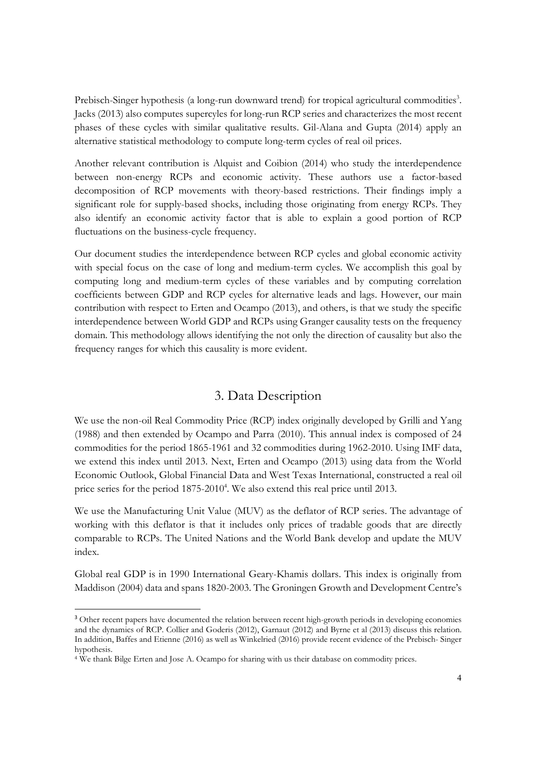Prebisch-Singer hypothesis (a long-run downward trend) for tropical agricultural commodities[3]. Jacks (2013) also computes supercyles for long-run RCP series and characterizes the most recent phases of these cycles with similar qualitative results. Gil-Alana and Gupta (2014) apply an alternative statistical methodology to compute long-term cycles of real oil prices.

Another relevant contribution is Alquist and Coibion (2014) who study the interdependence between non-energy RCPs and economic activity. These authors use a factor-based decomposition of RCP movements with theory-based restrictions. Their findings imply a significant role for supply-based shocks, including those originating from energy RCPs. They also identify an economic activity factor that is able to explain a good portion of RCP fluctuations on the business-cycle frequency.

Our document studies the interdependence between RCP cycles and global economic activity with special focus on the case of long and medium-term cycles. We accomplish this goal by computing long and medium-term cycles of these variables and by computing correlation coefficients between GDP and RCP cycles for alternative leads and lags. However, our main contribution with respect to Erten and Ocampo (2013), and others, is that we study the specific interdependence between World GDP and RCPs using Granger causality tests on the frequency domain. This methodology allows identifying the not only the direction of causality but also the frequency ranges for which this causality is more evident.

## 3. Data Description

We use the non-oil Real Commodity Price (RCP) index originally developed by Grilli and Yang (1988) and then extended by Ocampo and Parra (2010). This annual index is composed of 24 commodities for the period 1865-1961 and 32 commodities during 1962-2010. Using IMF data, we extend this index until 2013. Next, Erten and Ocampo (2013) using data from the World Economic Outlook, Global Financial Data and West Texas International, constructed a real oil price series for the period 1875-2010[4]. We also extend this real price until 2013.

We use the Manufacturing Unit Value (MUV) as the deflator of RCP series. The advantage of working with this deflator is that it includes only prices of tradable goods that are directly comparable to RCPs. The United Nations and the World Bank develop and update the MUV index.

Global real GDP is in 1990 International Geary-Khamis dollars. This index is originally from Maddison (2004) data and spans 1820-2003. The Groningen Growth and Development Centre's

---

[3] Other recent papers have documented the relation between recent high-growth periods in developing economies and the dynamics of RCP. Collier and Goderis (2012), Garnaut (2012) and Byrne et al (2013) discuss this relation. In addition, Baffes and Etienne (2016) as well as Winkelried (2016) provide recent evidence of the Prebisch- Singer hypothesis.

[4] We thank Bilge Erten and Jose A. Ocampo for sharing with us their database on commodity prices.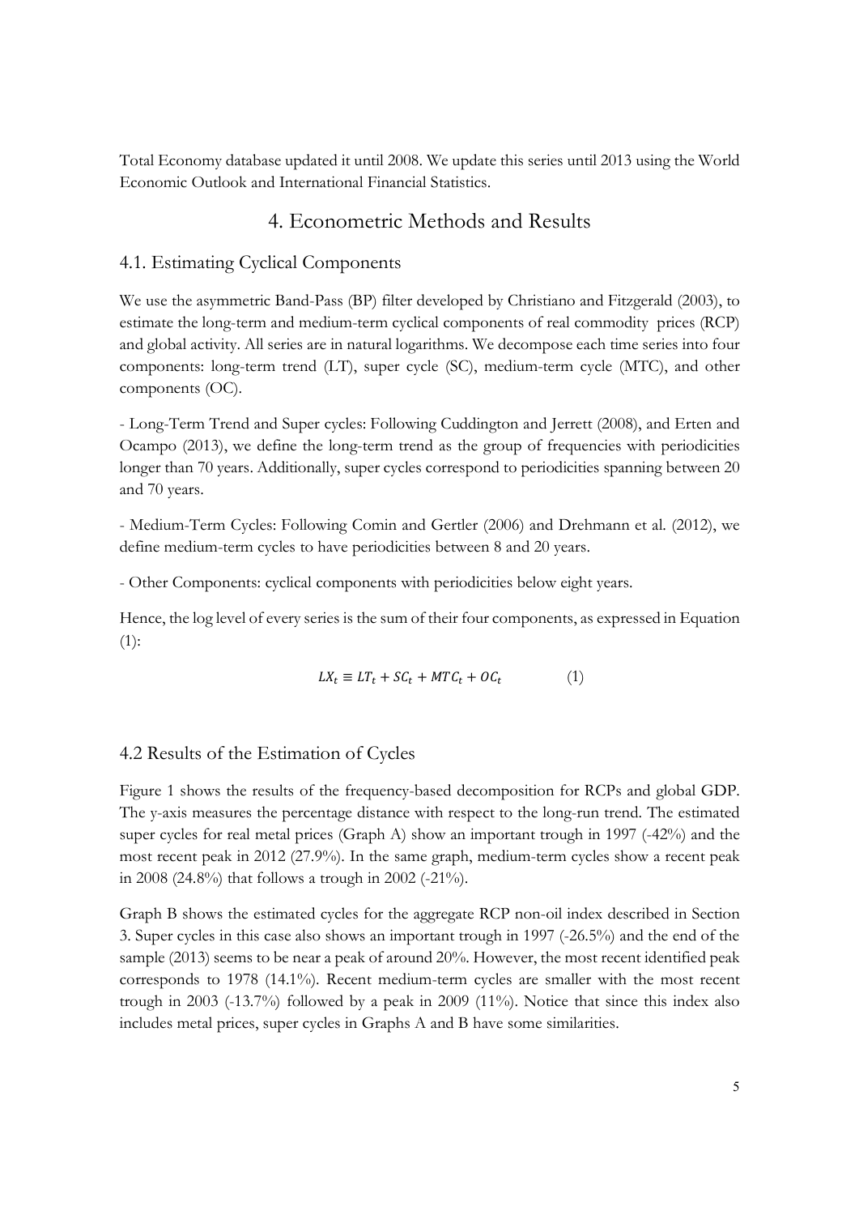Total Economy database updated it until 2008. We update this series until 2013 using the World Economic Outlook and International Financial Statistics.

## 4. Econometric Methods and Results

### 4.1. Estimating Cyclical Components

We use the asymmetric Band-Pass (BP) filter developed by Christiano and Fitzgerald (2003), to estimate the long-term and medium-term cyclical components of real commodity prices (RCP) and global activity. All series are in natural logarithms. We decompose each time series into four components: long-term trend (LT), super cycle (SC), medium-term cycle (MTC), and other components (OC).

- Long-Term Trend and Super cycles: Following Cuddington and Jerrett (2008), and Erten and Ocampo (2013), we define the long-term trend as the group of frequencies with periodicities longer than 70 years. Additionally, super cycles correspond to periodicities spanning between 20 and 70 years.

- Medium-Term Cycles: Following Comin and Gertler (2006) and Drehmann et al. (2012), we define medium-term cycles to have periodicities between 8 and 20 years.

- Other Components: cyclical components with periodicities below eight years.

Hence, the log level of every series is the sum of their four components, as expressed in Equation (1):

$$LX_t \equiv LT_t + SC_t + MTC_t + OC_t \qquad (1)$$

### 4.2 Results of the Estimation of Cycles

Figure 1 shows the results of the frequency-based decomposition for RCPs and global GDP. The y-axis measures the percentage distance with respect to the long-run trend. The estimated super cycles for real metal prices (Graph A) show an important trough in 1997 (-42%) and the most recent peak in 2012 (27.9%). In the same graph, medium-term cycles show a recent peak in 2008 (24.8%) that follows a trough in 2002 (-21%).

Graph B shows the estimated cycles for the aggregate RCP non-oil index described in Section 3. Super cycles in this case also shows an important trough in 1997 (-26.5%) and the end of the sample (2013) seems to be near a peak of around 20%. However, the most recent identified peak corresponds to 1978 (14.1%). Recent medium-term cycles are smaller with the most recent trough in 2003 (-13.7%) followed by a peak in 2009 (11%). Notice that since this index also includes metal prices, super cycles in Graphs A and B have some similarities.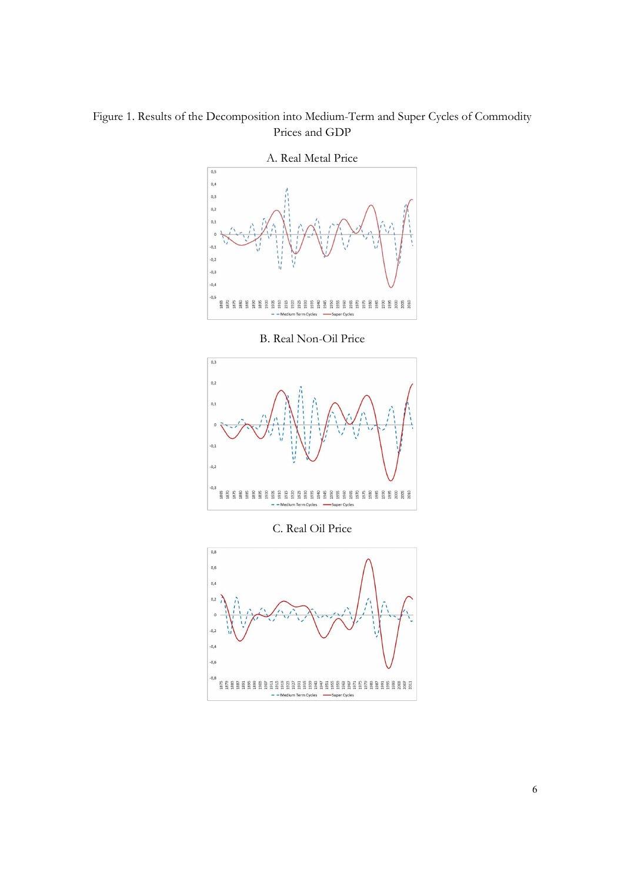Figure 1. Results of the Decomposition into Medium-Term and Super Cycles of Commodity Prices and GDP

A. Real Metal Price

B. Real Non-Oil Price

C. Real Oil Price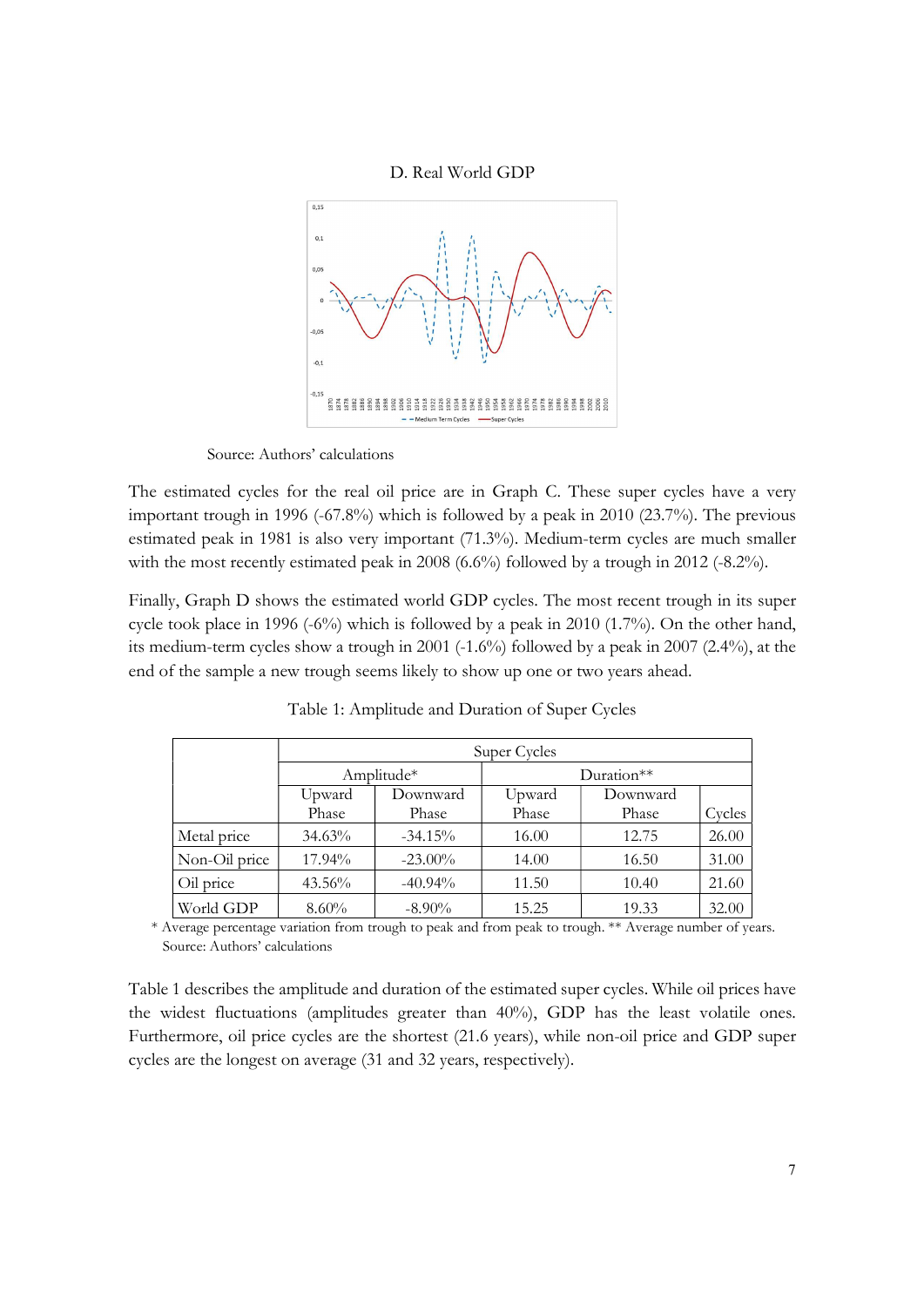D. Real World GDP

Source: Authors' calculations

The estimated cycles for the real oil price are in Graph C. These super cycles have a very important trough in 1996 (-67.8%) which is followed by a peak in 2010 (23.7%). The previous estimated peak in 1981 is also very important (71.3%). Medium-term cycles are much smaller with the most recently estimated peak in 2008 (6.6%) followed by a trough in 2012 (-8.2%).

Finally, Graph D shows the estimated world GDP cycles. The most recent trough in its super cycle took place in 1996 (-6%) which is followed by a peak in 2010 (1.7%). On the other hand, its medium-term cycles show a trough in 2001 (-1.6%) followed by a peak in 2007 (2.4%), at the end of the sample a new trough seems likely to show up one or two years ahead.

Table 1: Amplitude and Duration of Super Cycles

| | Super Cycles | | | | |
|---|---|---|---|---|---|
| | Amplitude* | | Duration** | | |
| | Upward Phase | Downward Phase | Upward Phase | Downward Phase | Cycles |
| Metal price | 34.63% | -34.15% | 16.00 | 12.75 | 26.00 |
| Non-Oil price | 17.94% | -23.00% | 14.00 | 16.50 | 31.00 |
| Oil price | 43.56% | -40.94% | 11.50 | 10.40 | 21.60 |
| World GDP | 8.60% | -8.90% | 15.25 | 19.33 | 32.00 |

\* Average percentage variation from trough to peak and from peak to trough. ** Average number of years.
Source: Authors' calculations

Table 1 describes the amplitude and duration of the estimated super cycles. While oil prices have the widest fluctuations (amplitudes greater than 40%), GDP has the least volatile ones. Furthermore, oil price cycles are the shortest (21.6 years), while non-oil price and GDP super cycles are the longest on average (31 and 32 years, respectively).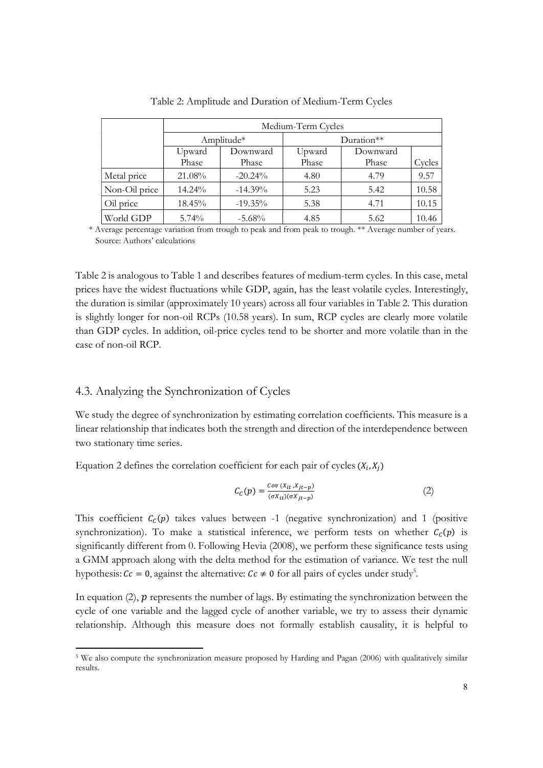Table 2: Amplitude and Duration of Medium-Term Cycles

| | Medium-Term Cycles | | | | |
|---|---|---|---|---|---|
| | Amplitude* | | Duration** | | |
| | Upward Phase | Downward Phase | Upward Phase | Downward Phase | Cycles |
| Metal price | 21.08% | -20.24% | 4.80 | 4.79 | 9.57 |
| Non-Oil price | 14.24% | -14.39% | 5.23 | 5.42 | 10.58 |
| Oil price | 18.45% | -19.35% | 5.38 | 4.71 | 10.15 |
| World GDP | 5.74% | -5.68% | 4.85 | 5.62 | 10.46 |

\* Average percentage variation from trough to peak and from peak to trough. ** Average number of years.
Source: Authors' calculations

Table 2 is analogous to Table 1 and describes features of medium-term cycles. In this case, metal prices have the widest fluctuations while GDP, again, has the least volatile cycles. Interestingly, the duration is similar (approximately 10 years) across all four variables in Table 2. This duration is slightly longer for non-oil RCPs (10.58 years). In sum, RCP cycles are clearly more volatile than GDP cycles. In addition, oil-price cycles tend to be shorter and more volatile than in the case of non-oil RCP.

## 4.3. Analyzing the Synchronization of Cycles

We study the degree of synchronization by estimating correlation coefficients. This measure is a linear relationship that indicates both the strength and direction of the interdependence between two stationary time series.

Equation 2 defines the correlation coefficient for each pair of cycles $(X_i, X_j)$

$$C_c(p) = \frac{Cov\,(X_{it}, X_{jt-p})}{(\sigma X_{it})(\sigma X_{jt-p})} \quad (2)$$

This coefficient $C_c(p)$ takes values between -1 (negative synchronization) and 1 (positive synchronization). To make a statistical inference, we perform tests on whether $C_c(p)$ is significantly different from 0. Following Hevia (2008), we perform these significance tests using a GMM approach along with the delta method for the estimation of variance. We test the null hypothesis: $Cc = 0$, against the alternative: $Cc \neq 0$ for all pairs of cycles under study[5].

In equation (2), $p$ represents the number of lags. By estimating the synchronization between the cycle of one variable and the lagged cycle of another variable, we try to assess their dynamic relationship. Although this measure does not formally establish causality, it is helpful to

[5] We also compute the synchronization measure proposed by Harding and Pagan (2006) with qualitatively similar results.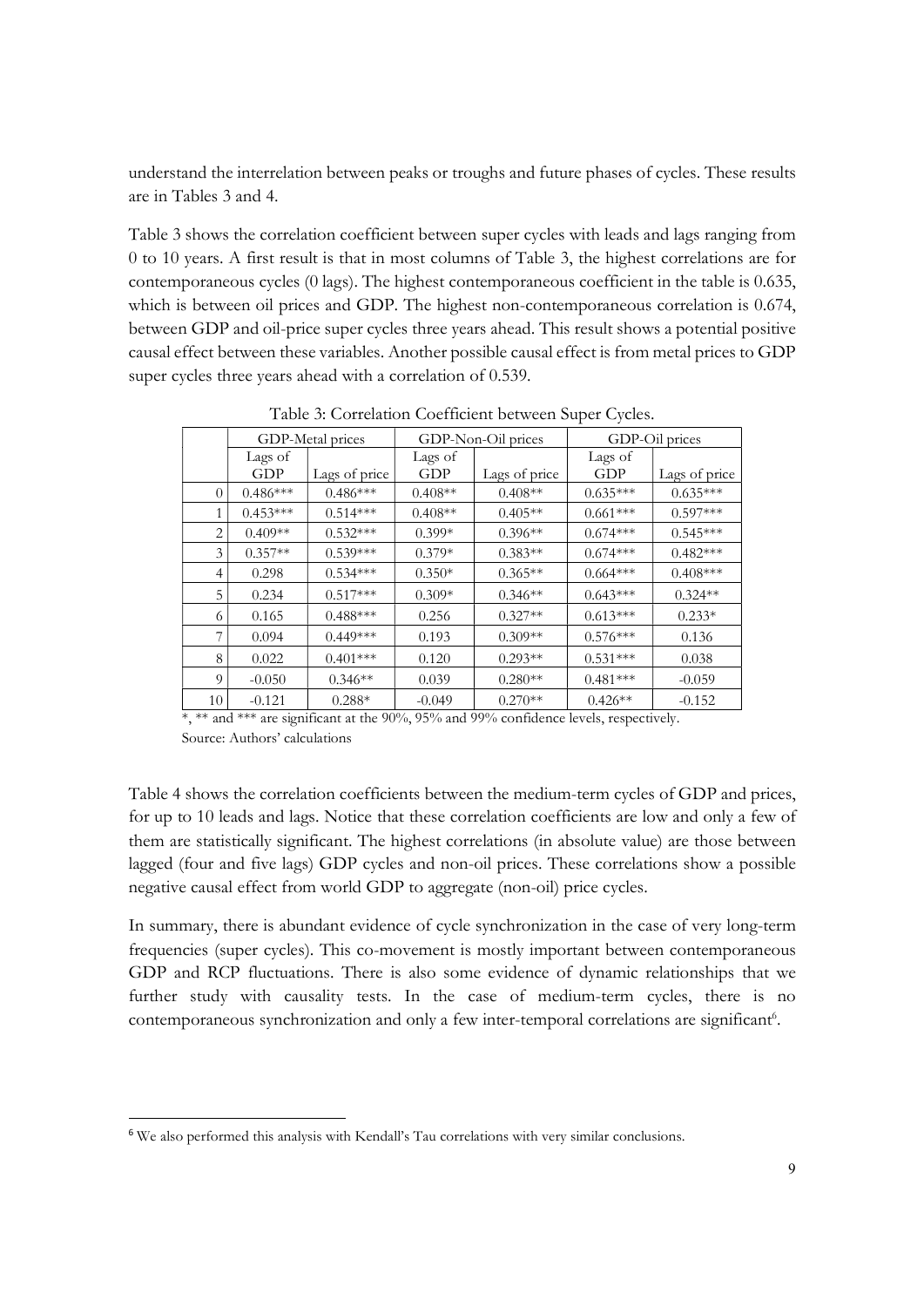understand the interrelation between peaks or troughs and future phases of cycles. These results are in Tables 3 and 4.

Table 3 shows the correlation coefficient between super cycles with leads and lags ranging from 0 to 10 years. A first result is that in most columns of Table 3, the highest correlations are for contemporaneous cycles (0 lags). The highest contemporaneous coefficient in the table is 0.635, which is between oil prices and GDP. The highest non-contemporaneous correlation is 0.674, between GDP and oil-price super cycles three years ahead. This result shows a potential positive causal effect between these variables. Another possible causal effect is from metal prices to GDP super cycles three years ahead with a correlation of 0.539.

Table 3: Correlation Coefficient between Super Cycles.

| | GDP-Metal prices | | GDP-Non-Oil prices | | GDP-Oil prices | |
|---|---|---|---|---|---|---|
| | Lags of GDP | Lags of price | Lags of GDP | Lags of price | Lags of GDP | Lags of price |
| 0 | 0.486*** | 0.486*** | 0.408** | 0.408** | 0.635*** | 0.635*** |
| 1 | 0.453*** | 0.514*** | 0.408** | 0.405** | 0.661*** | 0.597*** |
| 2 | 0.409** | 0.532*** | 0.399* | 0.396** | 0.674*** | 0.545*** |
| 3 | 0.357** | 0.539*** | 0.379* | 0.383** | 0.674*** | 0.482*** |
| 4 | 0.298 | 0.534*** | 0.350* | 0.365** | 0.664*** | 0.408*** |
| 5 | 0.234 | 0.517*** | 0.309* | 0.346** | 0.643*** | 0.324** |
| 6 | 0.165 | 0.488*** | 0.256 | 0.327** | 0.613*** | 0.233* |
| 7 | 0.094 | 0.449*** | 0.193 | 0.309** | 0.576*** | 0.136 |
| 8 | 0.022 | 0.401*** | 0.120 | 0.293** | 0.531*** | 0.038 |
| 9 | -0.050 | 0.346** | 0.039 | 0.280** | 0.481*** | -0.059 |
| 10 | -0.121 | 0.288* | -0.049 | 0.270** | 0.426** | -0.152 |

*, ** and *** are significant at the 90%, 95% and 99% confidence levels, respectively.
Source: Authors' calculations

Table 4 shows the correlation coefficients between the medium-term cycles of GDP and prices, for up to 10 leads and lags. Notice that these correlation coefficients are low and only a few of them are statistically significant. The highest correlations (in absolute value) are those between lagged (four and five lags) GDP cycles and non-oil prices. These correlations show a possible negative causal effect from world GDP to aggregate (non-oil) price cycles.

In summary, there is abundant evidence of cycle synchronization in the case of very long-term frequencies (super cycles). This co-movement is mostly important between contemporaneous GDP and RCP fluctuations. There is also some evidence of dynamic relationships that we further study with causality tests. In the case of medium-term cycles, there is no contemporaneous synchronization and only a few inter-temporal correlations are significant[6].

[6] We also performed this analysis with Kendall's Tau correlations with very similar conclusions.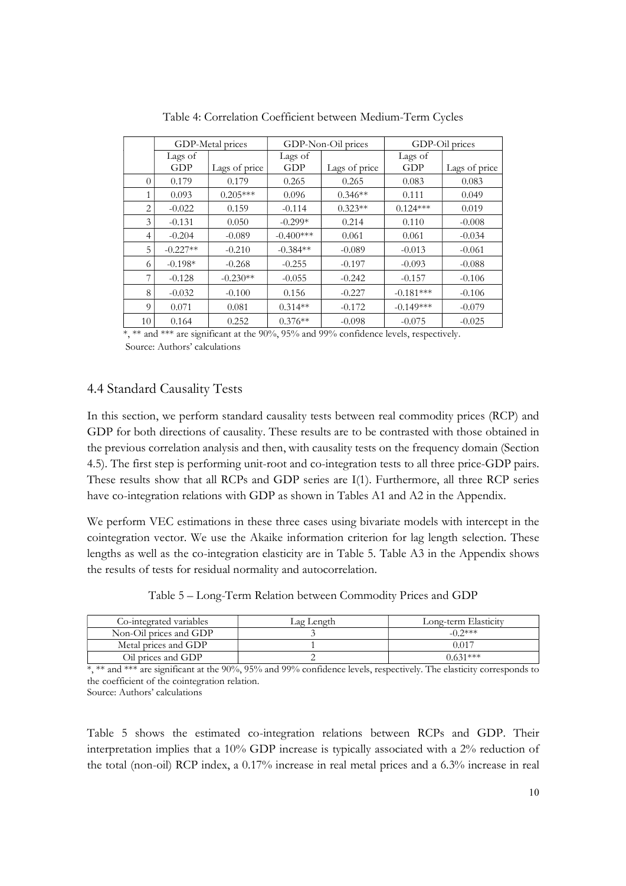Table 4: Correlation Coefficient between Medium-Term Cycles

| | GDP-Metal prices | | GDP-Non-Oil prices | | GDP-Oil prices | |
|---|---|---|---|---|---|---|
| | Lags of GDP | Lags of price | Lags of GDP | Lags of price | Lags of GDP | Lags of price |
| 0 | 0.179 | 0.179 | 0.265 | 0.265 | 0.083 | 0.083 |
| 1 | 0.093 | 0.205*** | 0.096 | 0.346** | 0.111 | 0.049 |
| 2 | -0.022 | 0.159 | -0.114 | 0.323** | 0.124*** | 0.019 |
| 3 | -0.131 | 0.050 | -0.299* | 0.214 | 0.110 | -0.008 |
| 4 | -0.204 | -0.089 | -0.400*** | 0.061 | 0.061 | -0.034 |
| 5 | -0.227** | -0.210 | -0.384** | -0.089 | -0.013 | -0.061 |
| 6 | -0.198* | -0.268 | -0.255 | -0.197 | -0.093 | -0.088 |
| 7 | -0.128 | -0.230** | -0.055 | -0.242 | -0.157 | -0.106 |
| 8 | -0.032 | -0.100 | 0.156 | -0.227 | -0.181*** | -0.106 |
| 9 | 0.071 | 0.081 | 0.314** | -0.172 | -0.149*** | -0.079 |
| 10 | 0.164 | 0.252 | 0.376** | -0.098 | -0.075 | -0.025 |

*, ** and *** are significant at the 90%, 95% and 99% confidence levels, respectively.
Source: Authors' calculations

## 4.4 Standard Causality Tests

In this section, we perform standard causality tests between real commodity prices (RCP) and GDP for both directions of causality. These results are to be contrasted with those obtained in the previous correlation analysis and then, with causality tests on the frequency domain (Section 4.5). The first step is performing unit-root and co-integration tests to all three price-GDP pairs. These results show that all RCPs and GDP series are I(1). Furthermore, all three RCP series have co-integration relations with GDP as shown in Tables A1 and A2 in the Appendix.

We perform VEC estimations in these three cases using bivariate models with intercept in the cointegration vector. We use the Akaike information criterion for lag length selection. These lengths as well as the co-integration elasticity are in Table 5. Table A3 in the Appendix shows the results of tests for residual normality and autocorrelation.

Table 5 – Long-Term Relation between Commodity Prices and GDP

| Co-integrated variables | Lag Length | Long-term Elasticity |
|---|---|---|
| Non-Oil prices and GDP | 3 | -0.2*** |
| Metal prices and GDP | 1 | 0.017 |
| Oil prices and GDP | 2 | 0.631*** |

*, ** and *** are significant at the 90%, 95% and 99% confidence levels, respectively. The elasticity corresponds to the coefficient of the cointegration relation.
Source: Authors' calculations

Table 5 shows the estimated co-integration relations between RCPs and GDP. Their interpretation implies that a 10% GDP increase is typically associated with a 2% reduction of the total (non-oil) RCP index, a 0.17% increase in real metal prices and a 6.3% increase in real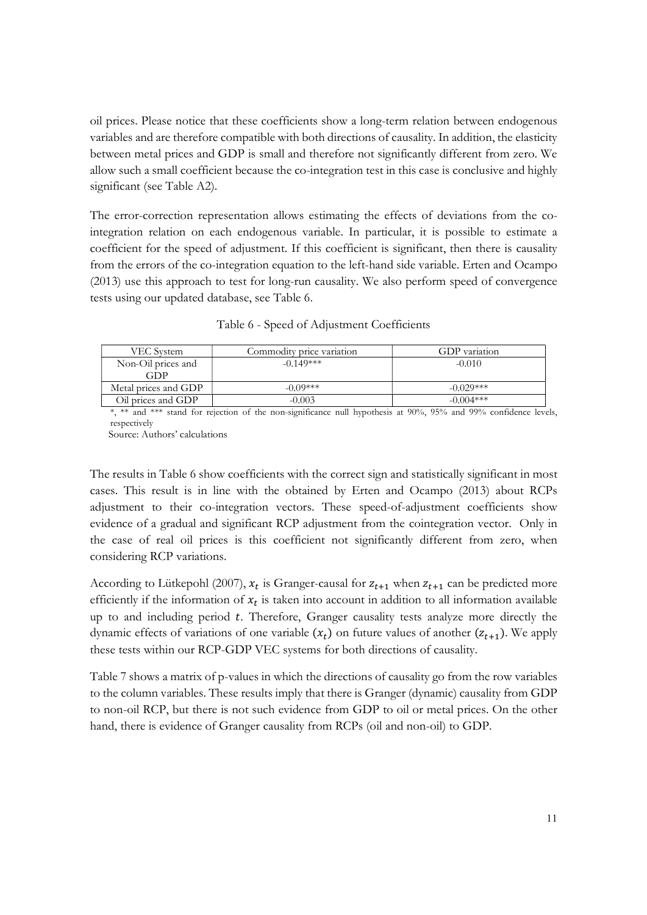oil prices. Please notice that these coefficients show a long-term relation between endogenous variables and are therefore compatible with both directions of causality. In addition, the elasticity between metal prices and GDP is small and therefore not significantly different from zero. We allow such a small coefficient because the co-integration test in this case is conclusive and highly significant (see Table A2).

The error-correction representation allows estimating the effects of deviations from the co-integration relation on each endogenous variable. In particular, it is possible to estimate a coefficient for the speed of adjustment. If this coefficient is significant, then there is causality from the errors of the co-integration equation to the left-hand side variable. Erten and Ocampo (2013) use this approach to test for long-run causality. We also perform speed of convergence tests using our updated database, see Table 6.

Table 6 - Speed of Adjustment Coefficients

| VEC System | Commodity price variation | GDP variation |
| --- | --- | --- |
| Non-Oil prices and GDP | -0.149*** | -0.010 |
| Metal prices and GDP | -0.09*** | -0.029*** |
| Oil prices and GDP | -0.003 | -0.004*** |

*, ** and *** stand for rejection of the non-significance null hypothesis at 90%, 95% and 99% confidence levels, respectively

Source: Authors' calculations

The results in Table 6 show coefficients with the correct sign and statistically significant in most cases. This result is in line with the obtained by Erten and Ocampo (2013) about RCPs adjustment to their co-integration vectors. These speed-of-adjustment coefficients show evidence of a gradual and significant RCP adjustment from the cointegration vector. Only in the case of real oil prices is this coefficient not significantly different from zero, when considering RCP variations.

According to Lütkepohl (2007), $x_t$ is Granger-causal for $z_{t+1}$ when $z_{t+1}$ can be predicted more efficiently if the information of $x_t$ is taken into account in addition to all information available up to and including period $t$. Therefore, Granger causality tests analyze more directly the dynamic effects of variations of one variable ($x_t$) on future values of another ($z_{t+1}$). We apply these tests within our RCP-GDP VEC systems for both directions of causality.

Table 7 shows a matrix of p-values in which the directions of causality go from the row variables to the column variables. These results imply that there is Granger (dynamic) causality from GDP to non-oil RCP, but there is not such evidence from GDP to oil or metal prices. On the other hand, there is evidence of Granger causality from RCPs (oil and non-oil) to GDP.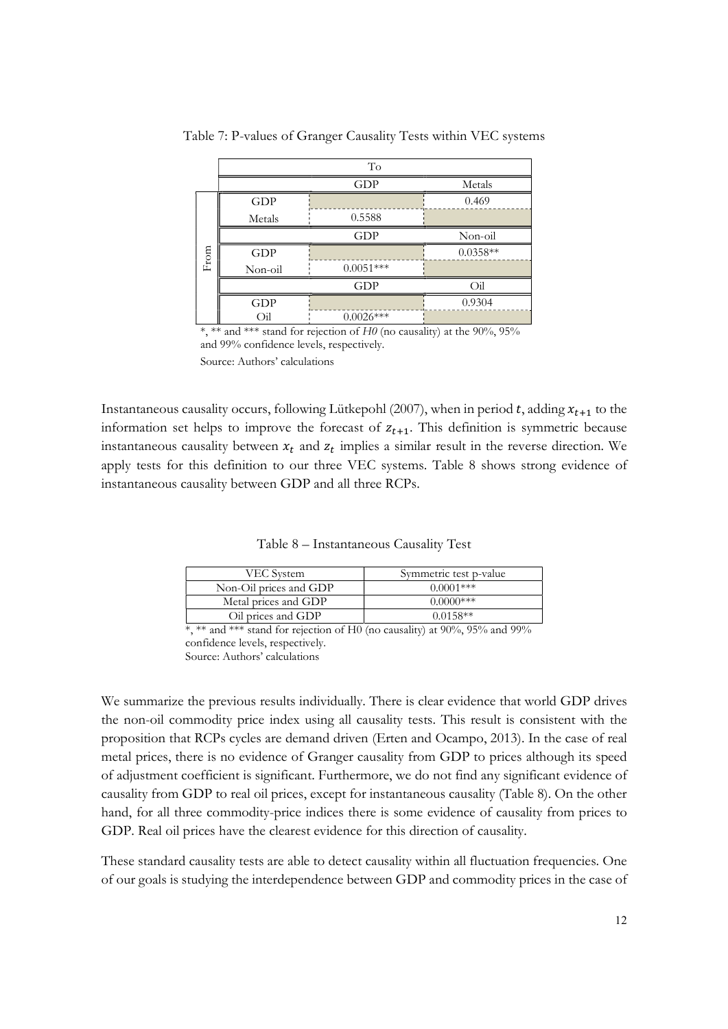Table 7: P-values of Granger Causality Tests within VEC systems

| | | To | |
|---|---|---|---|
| | | GDP | Metals |
| From | GDP | | 0.469 |
| | Metals | 0.5588 | |
| | | GDP | Non-oil |
| | GDP | | 0.0358** |
| | Non-oil | 0.0051*** | |
| | | GDP | Oil |
| | GDP | | 0.9304 |
| | Oil | 0.0026*** | |

*, ** and *** stand for rejection of *H0* (no causality) at the 90%, 95% and 99% confidence levels, respectively.

Source: Authors' calculations

Instantaneous causality occurs, following Lütkepohl (2007), when in period $t$, adding $x_{t+1}$ to the information set helps to improve the forecast of $z_{t+1}$. This definition is symmetric because instantaneous causality between $x_t$ and $z_t$ implies a similar result in the reverse direction. We apply tests for this definition to our three VEC systems. Table 8 shows strong evidence of instantaneous causality between GDP and all three RCPs.

Table 8 – Instantaneous Causality Test

| VEC System | Symmetric test p-value |
|---|---|
| Non-Oil prices and GDP | 0.0001*** |
| Metal prices and GDP | 0.0000*** |
| Oil prices and GDP | 0.0158** |

*, ** and *** stand for rejection of H0 (no causality) at 90%, 95% and 99% confidence levels, respectively.
Source: Authors' calculations

We summarize the previous results individually. There is clear evidence that world GDP drives the non-oil commodity price index using all causality tests. This result is consistent with the proposition that RCPs cycles are demand driven (Erten and Ocampo, 2013). In the case of real metal prices, there is no evidence of Granger causality from GDP to prices although its speed of adjustment coefficient is significant. Furthermore, we do not find any significant evidence of causality from GDP to real oil prices, except for instantaneous causality (Table 8). On the other hand, for all three commodity-price indices there is some evidence of causality from prices to GDP. Real oil prices have the clearest evidence for this direction of causality.

These standard causality tests are able to detect causality within all fluctuation frequencies. One of our goals is studying the interdependence between GDP and commodity prices in the case of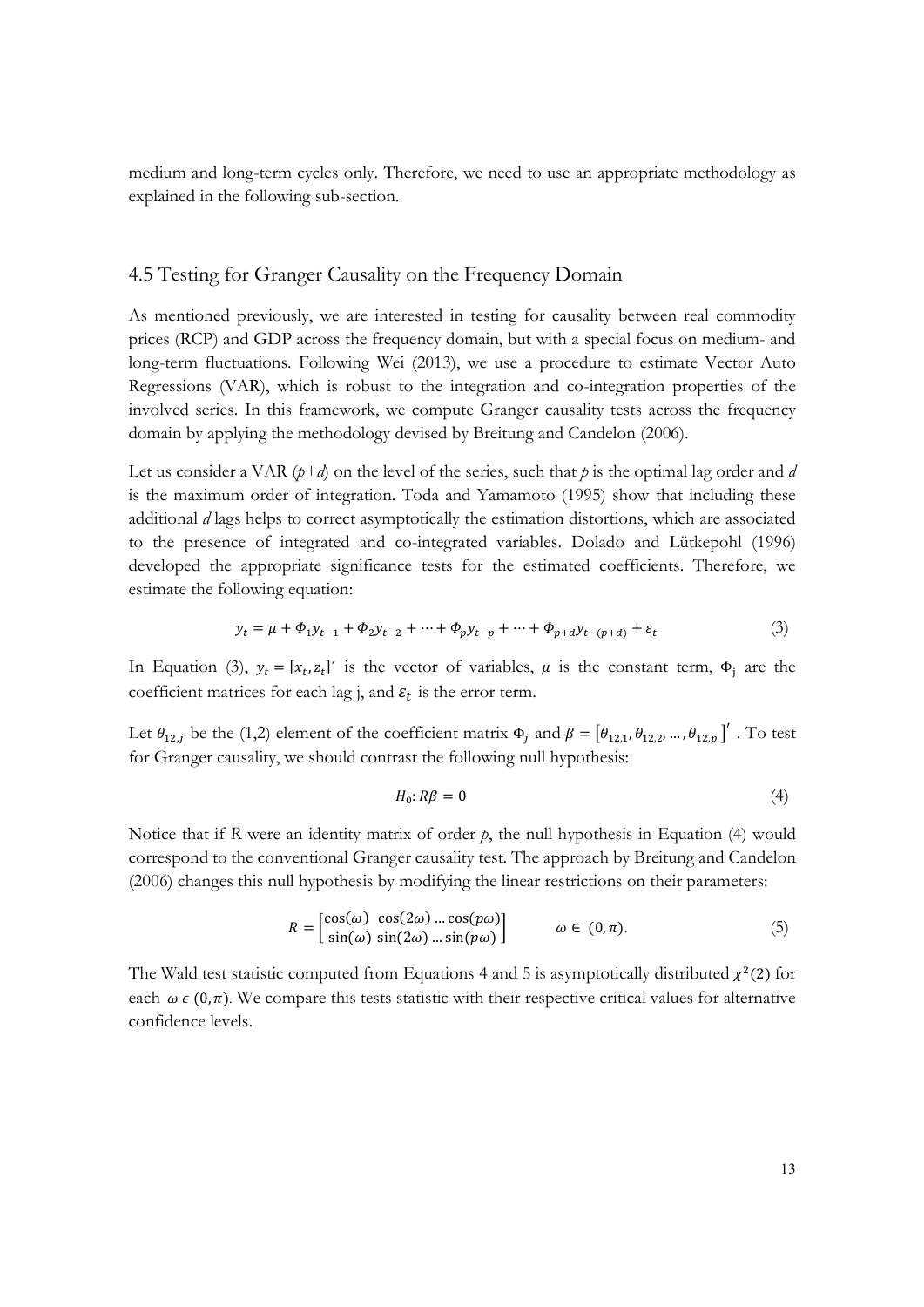medium and long-term cycles only. Therefore, we need to use an appropriate methodology as explained in the following sub-section.

## 4.5 Testing for Granger Causality on the Frequency Domain

As mentioned previously, we are interested in testing for causality between real commodity prices (RCP) and GDP across the frequency domain, but with a special focus on medium- and long-term fluctuations. Following Wei (2013), we use a procedure to estimate Vector Auto Regressions (VAR), which is robust to the integration and co-integration properties of the involved series. In this framework, we compute Granger causality tests across the frequency domain by applying the methodology devised by Breitung and Candelon (2006).

Let us consider a VAR ($p+d$) on the level of the series, such that $p$ is the optimal lag order and $d$ is the maximum order of integration. Toda and Yamamoto (1995) show that including these additional $d$ lags helps to correct asymptotically the estimation distortions, which are associated to the presence of integrated and co-integrated variables. Dolado and Lütkepohl (1996) developed the appropriate significance tests for the estimated coefficients. Therefore, we estimate the following equation:

$$y_t = \mu + \Phi_1 y_{t-1} + \Phi_2 y_{t-2} + \dots + \Phi_p y_{t-p} + \dots + \Phi_{p+d} y_{t-(p+d)} + \varepsilon_t \tag{3}$$

In Equation (3), $y_t = [x_t, z_t]'$ is the vector of variables, $\mu$ is the constant term, $\Phi_j$ are the coefficient matrices for each lag j, and $\varepsilon_t$ is the error term.

Let $\theta_{12,j}$ be the (1,2) element of the coefficient matrix $\Phi_j$ and $\beta = [\theta_{12,1}, \theta_{12,2}, \dots, \theta_{12,p}]'$ . To test for Granger causality, we should contrast the following null hypothesis:

$$H_0: R\beta = 0 \tag{4}$$

Notice that if $R$ were an identity matrix of order $p$, the null hypothesis in Equation (4) would correspond to the conventional Granger causality test. The approach by Breitung and Candelon (2006) changes this null hypothesis by modifying the linear restrictions on their parameters:

$$R = \begin{bmatrix} \cos(\omega) & \cos(2\omega) \dots \cos(p\omega) \\ \sin(\omega) & \sin(2\omega) \dots \sin(p\omega) \end{bmatrix} \qquad \omega \in (0, \pi). \tag{5}$$

The Wald test statistic computed from Equations 4 and 5 is asymptotically distributed $\chi^2(2)$ for each $\omega \in (0, \pi)$. We compare this tests statistic with their respective critical values for alternative confidence levels.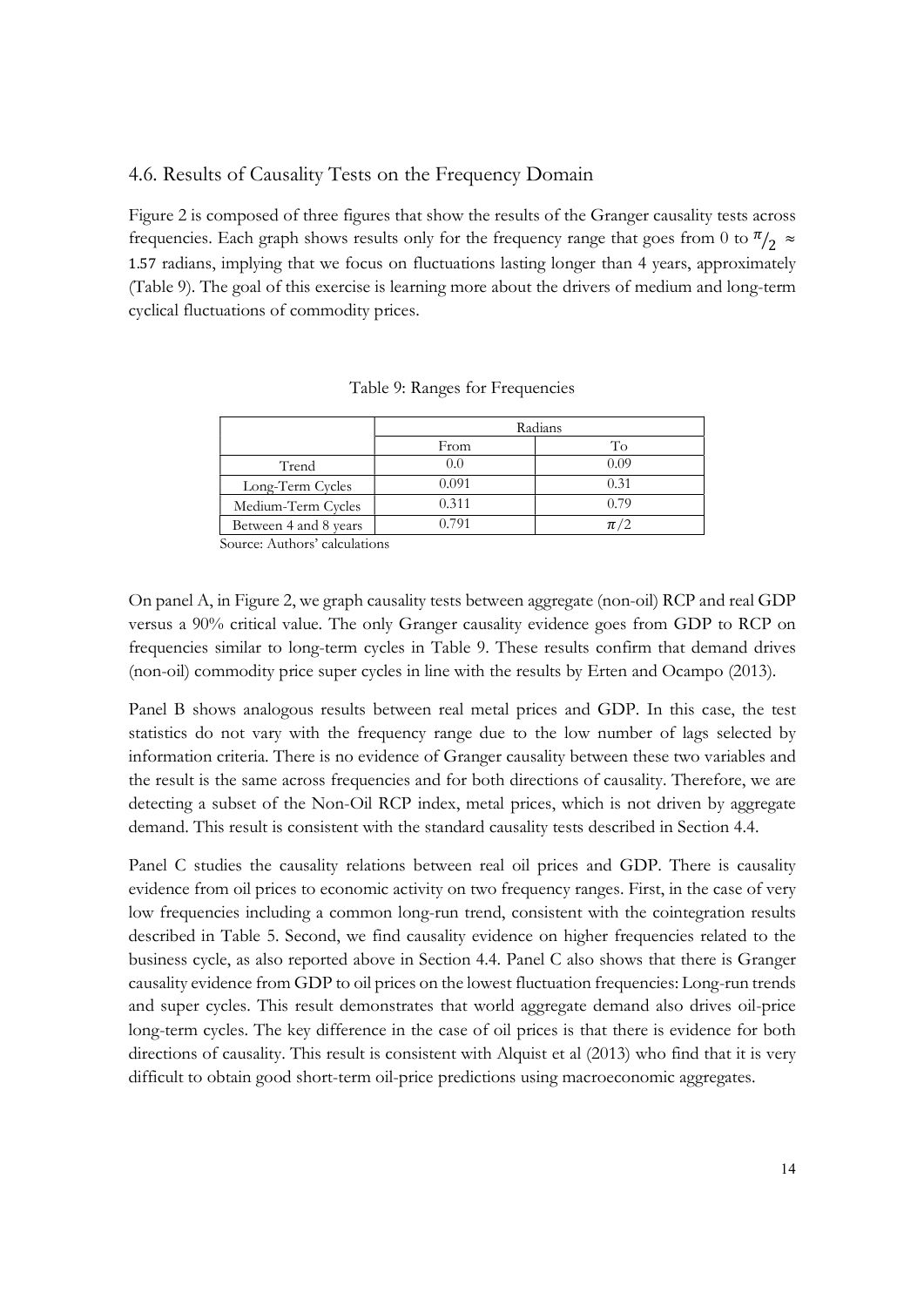## 4.6. Results of Causality Tests on the Frequency Domain

Figure 2 is composed of three figures that show the results of the Granger causality tests across frequencies. Each graph shows results only for the frequency range that goes from 0 to $\pi/_2 \approx 1.57$ radians, implying that we focus on fluctuations lasting longer than 4 years, approximately (Table 9). The goal of this exercise is learning more about the drivers of medium and long-term cyclical fluctuations of commodity prices.

Table 9: Ranges for Frequencies

| | Radians | |
|---|---|---|
| | From | To |
| Trend | 0.0 | 0.09 |
| Long-Term Cycles | 0.091 | 0.31 |
| Medium-Term Cycles | 0.311 | 0.79 |
| Between 4 and 8 years | 0.791 | $\pi/2$ |

Source: Authors' calculations

On panel A, in Figure 2, we graph causality tests between aggregate (non-oil) RCP and real GDP versus a 90% critical value. The only Granger causality evidence goes from GDP to RCP on frequencies similar to long-term cycles in Table 9. These results confirm that demand drives (non-oil) commodity price super cycles in line with the results by Erten and Ocampo (2013).

Panel B shows analogous results between real metal prices and GDP. In this case, the test statistics do not vary with the frequency range due to the low number of lags selected by information criteria. There is no evidence of Granger causality between these two variables and the result is the same across frequencies and for both directions of causality. Therefore, we are detecting a subset of the Non-Oil RCP index, metal prices, which is not driven by aggregate demand. This result is consistent with the standard causality tests described in Section 4.4.

Panel C studies the causality relations between real oil prices and GDP. There is causality evidence from oil prices to economic activity on two frequency ranges. First, in the case of very low frequencies including a common long-run trend, consistent with the cointegration results described in Table 5. Second, we find causality evidence on higher frequencies related to the business cycle, as also reported above in Section 4.4. Panel C also shows that there is Granger causality evidence from GDP to oil prices on the lowest fluctuation frequencies: Long-run trends and super cycles. This result demonstrates that world aggregate demand also drives oil-price long-term cycles. The key difference in the case of oil prices is that there is evidence for both directions of causality. This result is consistent with Alquist et al (2013) who find that it is very difficult to obtain good short-term oil-price predictions using macroeconomic aggregates.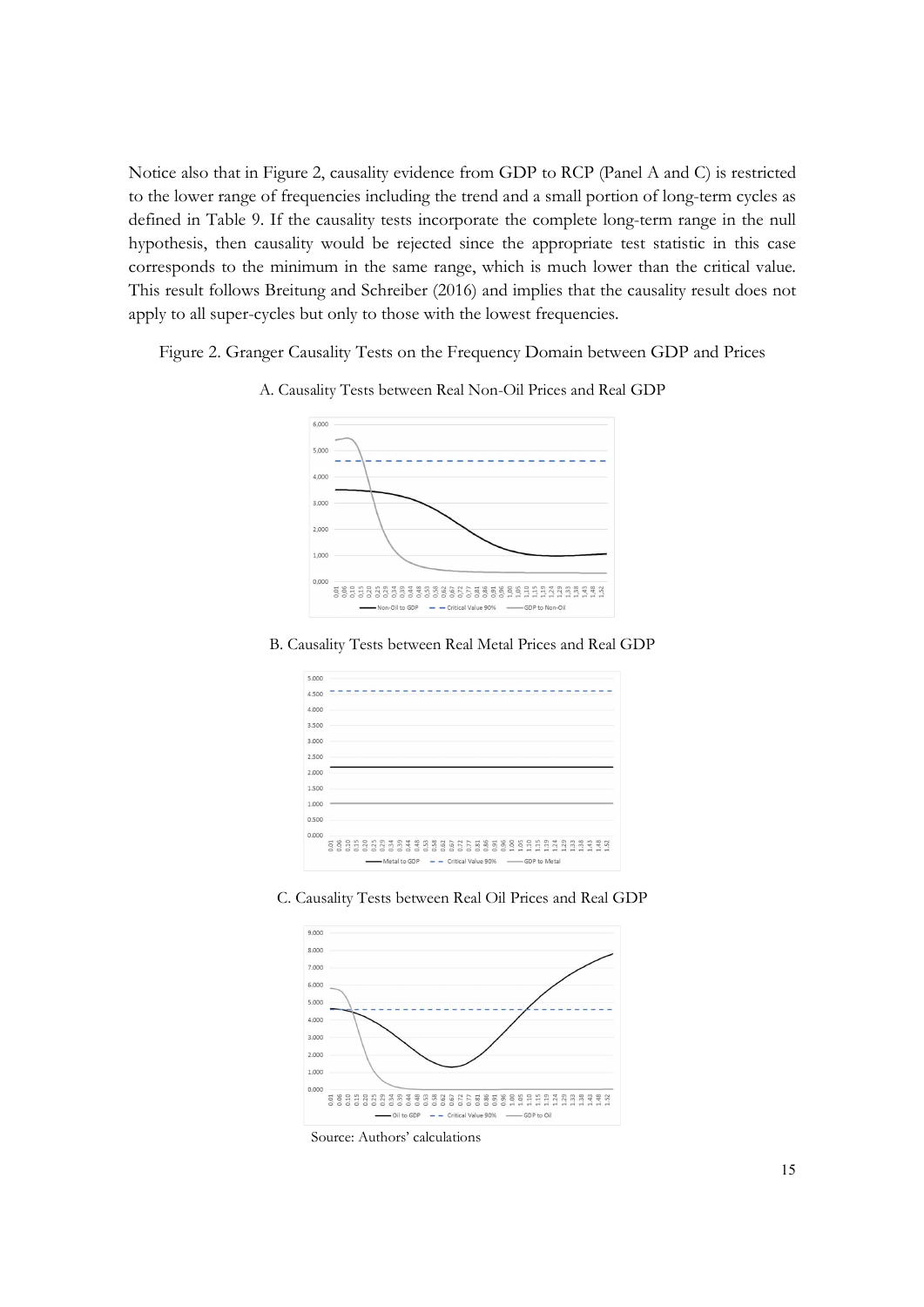Notice also that in Figure 2, causality evidence from GDP to RCP (Panel A and C) is restricted to the lower range of frequencies including the trend and a small portion of long-term cycles as defined in Table 9. If the causality tests incorporate the complete long-term range in the null hypothesis, then causality would be rejected since the appropriate test statistic in this case corresponds to the minimum in the same range, which is much lower than the critical value. This result follows Breitung and Schreiber (2016) and implies that the causality result does not apply to all super-cycles but only to those with the lowest frequencies.

Figure 2. Granger Causality Tests on the Frequency Domain between GDP and Prices

A. Causality Tests between Real Non-Oil Prices and Real GDP

B. Causality Tests between Real Metal Prices and Real GDP

C. Causality Tests between Real Oil Prices and Real GDP

Source: Authors' calculations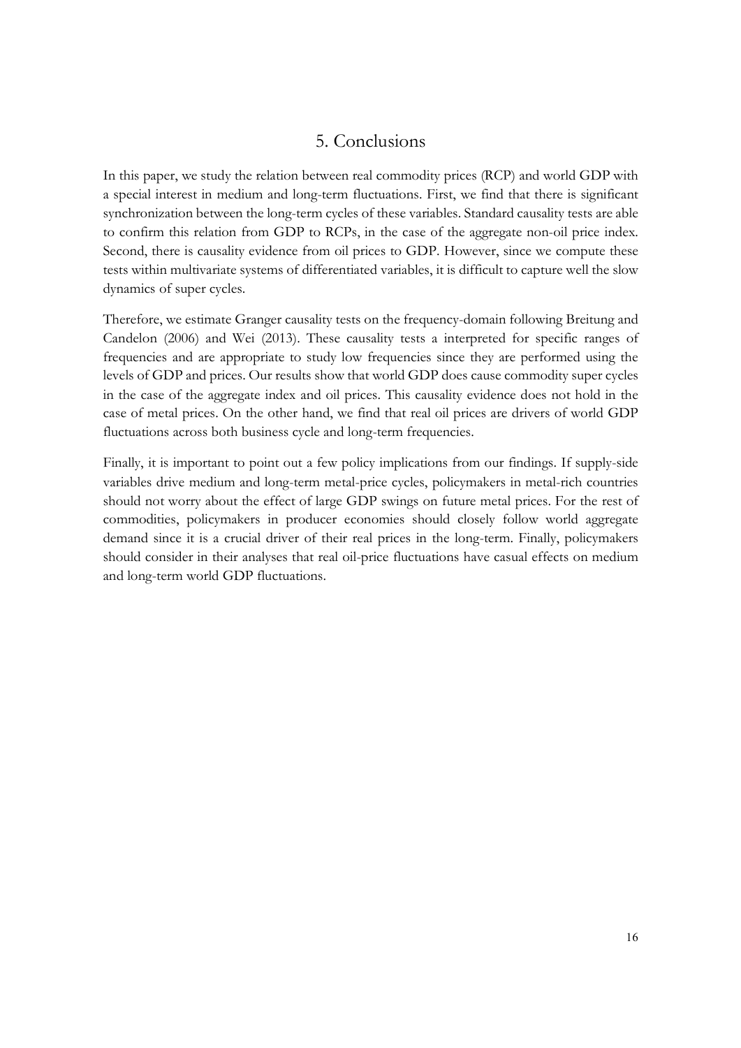## 5. Conclusions

In this paper, we study the relation between real commodity prices (RCP) and world GDP with a special interest in medium and long-term fluctuations. First, we find that there is significant synchronization between the long-term cycles of these variables. Standard causality tests are able to confirm this relation from GDP to RCPs, in the case of the aggregate non-oil price index. Second, there is causality evidence from oil prices to GDP. However, since we compute these tests within multivariate systems of differentiated variables, it is difficult to capture well the slow dynamics of super cycles.

Therefore, we estimate Granger causality tests on the frequency-domain following Breitung and Candelon (2006) and Wei (2013). These causality tests a interpreted for specific ranges of frequencies and are appropriate to study low frequencies since they are performed using the levels of GDP and prices. Our results show that world GDP does cause commodity super cycles in the case of the aggregate index and oil prices. This causality evidence does not hold in the case of metal prices. On the other hand, we find that real oil prices are drivers of world GDP fluctuations across both business cycle and long-term frequencies.

Finally, it is important to point out a few policy implications from our findings. If supply-side variables drive medium and long-term metal-price cycles, policymakers in metal-rich countries should not worry about the effect of large GDP swings on future metal prices. For the rest of commodities, policymakers in producer economies should closely follow world aggregate demand since it is a crucial driver of their real prices in the long-term. Finally, policymakers should consider in their analyses that real oil-price fluctuations have casual effects on medium and long-term world GDP fluctuations.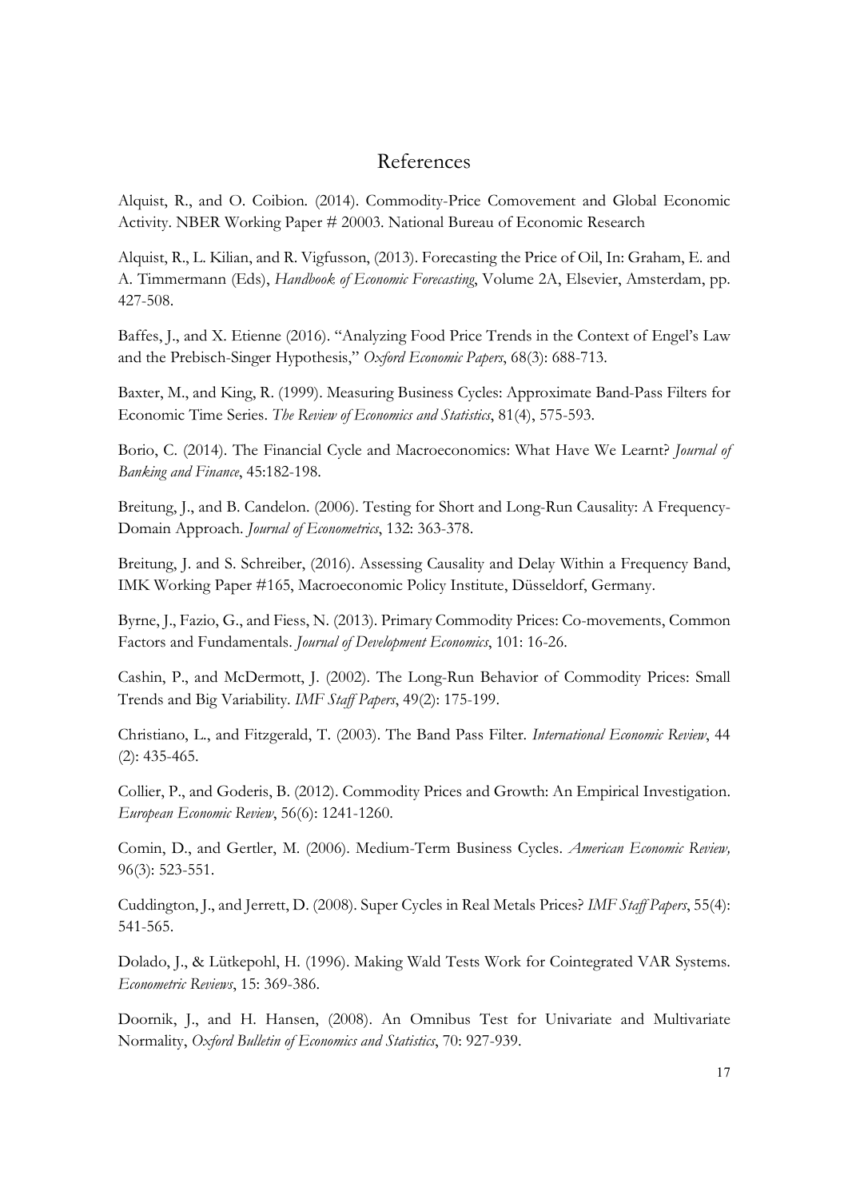# References

Alquist, R., and O. Coibion. (2014). Commodity-Price Comovement and Global Economic Activity. NBER Working Paper # 20003. National Bureau of Economic Research

Alquist, R., L. Kilian, and R. Vigfusson, (2013). Forecasting the Price of Oil, In: Graham, E. and A. Timmermann (Eds), *Handbook of Economic Forecasting*, Volume 2A, Elsevier, Amsterdam, pp. 427-508.

Baffes, J., and X. Etienne (2016). "Analyzing Food Price Trends in the Context of Engel's Law and the Prebisch-Singer Hypothesis," *Oxford Economic Papers*, 68(3): 688-713.

Baxter, M., and King, R. (1999). Measuring Business Cycles: Approximate Band-Pass Filters for Economic Time Series. *The Review of Economics and Statistics*, 81(4), 575-593.

Borio, C. (2014). The Financial Cycle and Macroeconomics: What Have We Learnt? *Journal of Banking and Finance*, 45:182-198.

Breitung, J., and B. Candelon. (2006). Testing for Short and Long-Run Causality: A Frequency-Domain Approach. *Journal of Econometrics*, 132: 363-378.

Breitung, J. and S. Schreiber, (2016). Assessing Causality and Delay Within a Frequency Band, IMK Working Paper #165, Macroeconomic Policy Institute, Düsseldorf, Germany.

Byrne, J., Fazio, G., and Fiess, N. (2013). Primary Commodity Prices: Co-movements, Common Factors and Fundamentals. *Journal of Development Economics*, 101: 16-26.

Cashin, P., and McDermott, J. (2002). The Long-Run Behavior of Commodity Prices: Small Trends and Big Variability. *IMF Staff Papers*, 49(2): 175-199.

Christiano, L., and Fitzgerald, T. (2003). The Band Pass Filter. *International Economic Review*, 44 (2): 435-465.

Collier, P., and Goderis, B. (2012). Commodity Prices and Growth: An Empirical Investigation. *European Economic Review*, 56(6): 1241-1260.

Comin, D., and Gertler, M. (2006). Medium-Term Business Cycles. *American Economic Review,* 96(3): 523-551.

Cuddington, J., and Jerrett, D. (2008). Super Cycles in Real Metals Prices? *IMF Staff Papers*, 55(4): 541-565.

Dolado, J., & Lütkepohl, H. (1996). Making Wald Tests Work for Cointegrated VAR Systems. *Econometric Reviews*, 15: 369-386.

Doornik, J., and H. Hansen, (2008). An Omnibus Test for Univariate and Multivariate Normality, *Oxford Bulletin of Economics and Statistics*, 70: 927-939.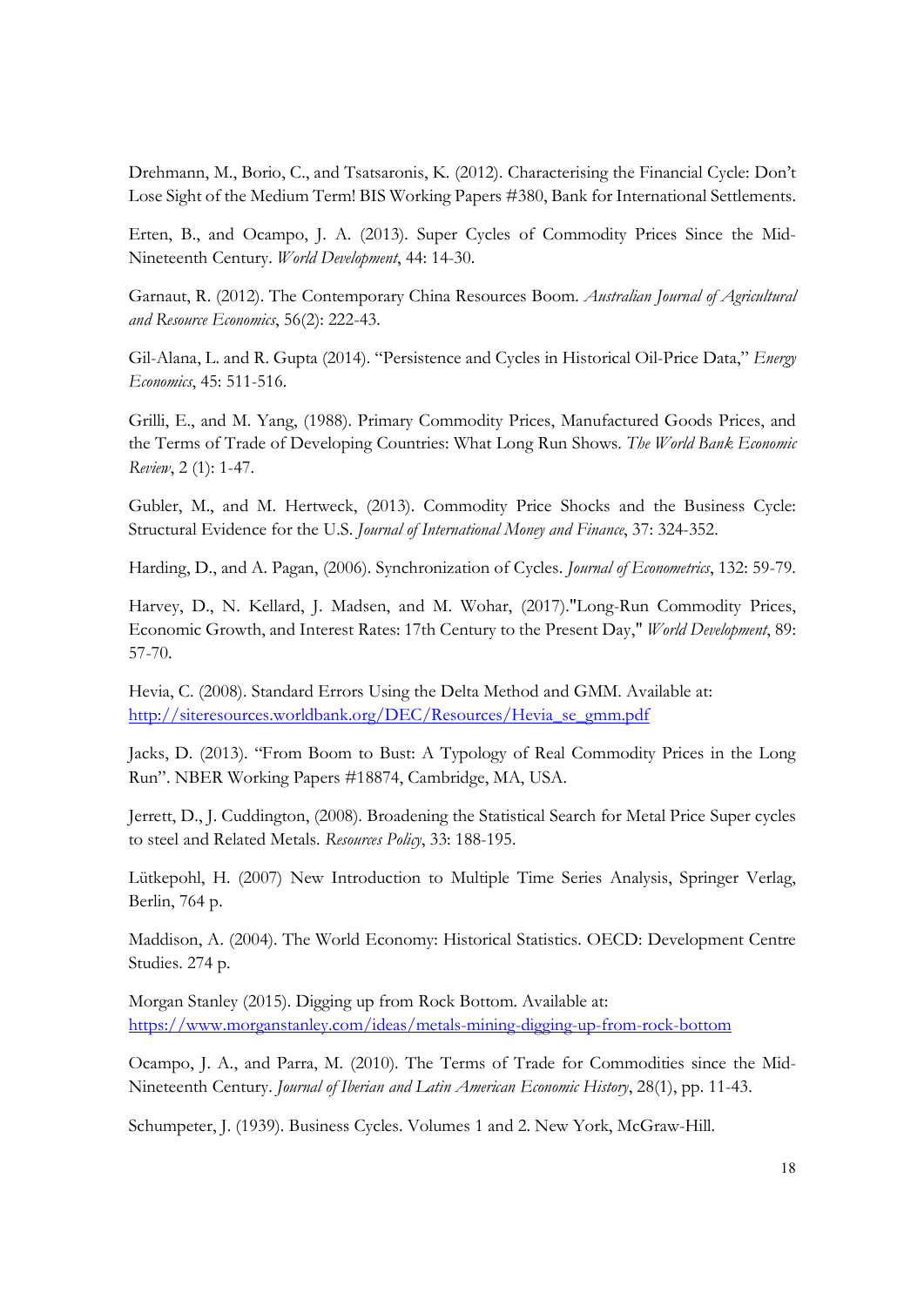Drehmann, M., Borio, C., and Tsatsaronis, K. (2012). Characterising the Financial Cycle: Don't Lose Sight of the Medium Term! BIS Working Papers #380, Bank for International Settlements.

Erten, B., and Ocampo, J. A. (2013). Super Cycles of Commodity Prices Since the Mid-Nineteenth Century. *World Development*, 44: 14-30.

Garnaut, R. (2012). The Contemporary China Resources Boom. *Australian Journal of Agricultural and Resource Economics*, 56(2): 222-43.

Gil-Alana, L. and R. Gupta (2014). "Persistence and Cycles in Historical Oil-Price Data," *Energy Economics*, 45: 511-516.

Grilli, E., and M. Yang, (1988). Primary Commodity Prices, Manufactured Goods Prices, and the Terms of Trade of Developing Countries: What Long Run Shows. *The World Bank Economic Review*, 2 (1): 1-47.

Gubler, M., and M. Hertweck, (2013). Commodity Price Shocks and the Business Cycle: Structural Evidence for the U.S. *Journal of International Money and Finance*, 37: 324-352.

Harding, D., and A. Pagan, (2006). Synchronization of Cycles. *Journal of Econometrics*, 132: 59-79.

Harvey, D., N. Kellard, J. Madsen, and M. Wohar, (2017)."Long-Run Commodity Prices, Economic Growth, and Interest Rates: 17th Century to the Present Day," *World Development*, 89: 57-70.

Hevia, C. (2008). Standard Errors Using the Delta Method and GMM. Available at: http://siteresources.worldbank.org/DEC/Resources/Hevia_se_gmm.pdf

Jacks, D. (2013). "From Boom to Bust: A Typology of Real Commodity Prices in the Long Run". NBER Working Papers #18874, Cambridge, MA, USA.

Jerrett, D., J. Cuddington, (2008). Broadening the Statistical Search for Metal Price Super cycles to steel and Related Metals. *Resources Policy*, 33: 188-195.

Lütkepohl, H. (2007) New Introduction to Multiple Time Series Analysis, Springer Verlag, Berlin, 764 p.

Maddison, A. (2004). The World Economy: Historical Statistics. OECD: Development Centre Studies. 274 p.

Morgan Stanley (2015). Digging up from Rock Bottom. Available at: https://www.morganstanley.com/ideas/metals-mining-digging-up-from-rock-bottom

Ocampo, J. A., and Parra, M. (2010). The Terms of Trade for Commodities since the Mid-Nineteenth Century. *Journal of Iberian and Latin American Economic History*, 28(1), pp. 11-43.

Schumpeter, J. (1939). Business Cycles. Volumes 1 and 2. New York, McGraw-Hill.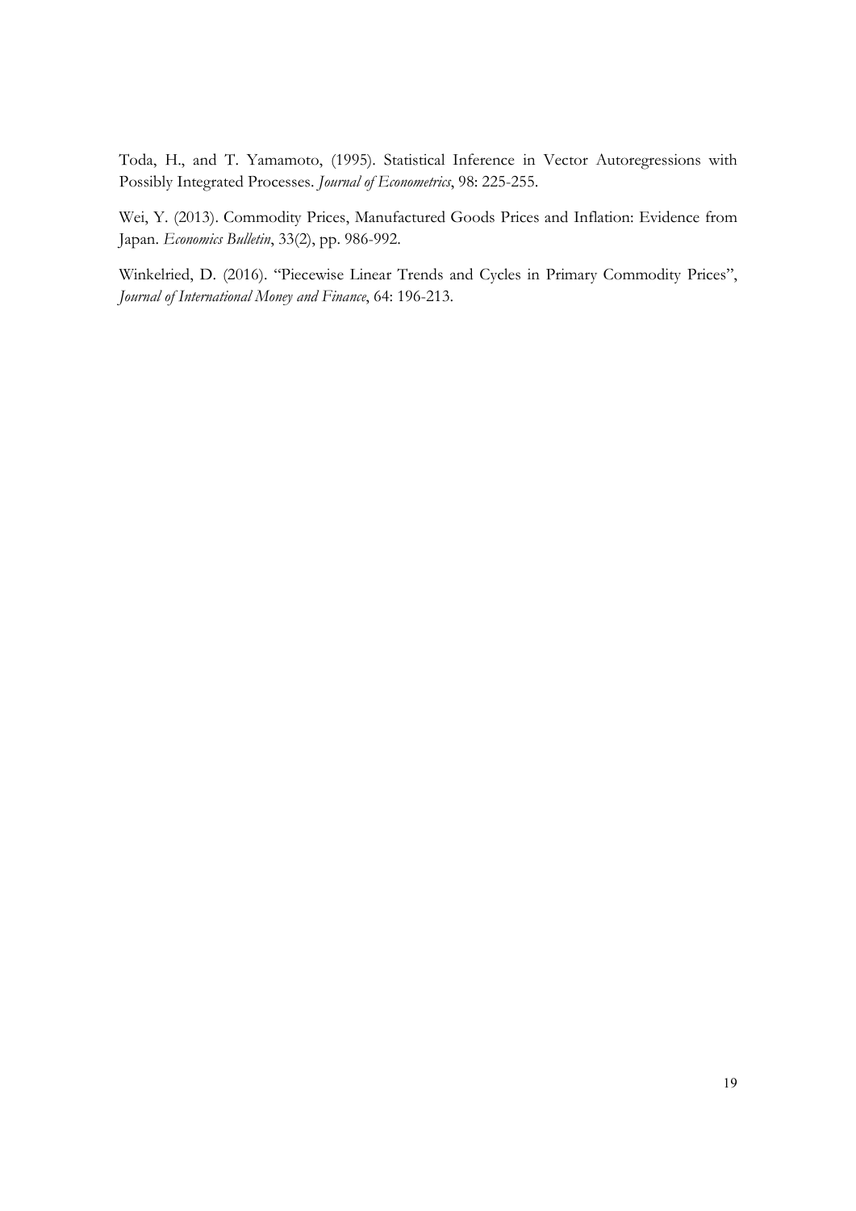Toda, H., and T. Yamamoto, (1995). Statistical Inference in Vector Autoregressions with Possibly Integrated Processes. *Journal of Econometrics*, 98: 225-255.

Wei, Y. (2013). Commodity Prices, Manufactured Goods Prices and Inflation: Evidence from Japan. *Economics Bulletin*, 33(2), pp. 986-992.

Winkelried, D. (2016). "Piecewise Linear Trends and Cycles in Primary Commodity Prices", *Journal of International Money and Finance*, 64: 196-213.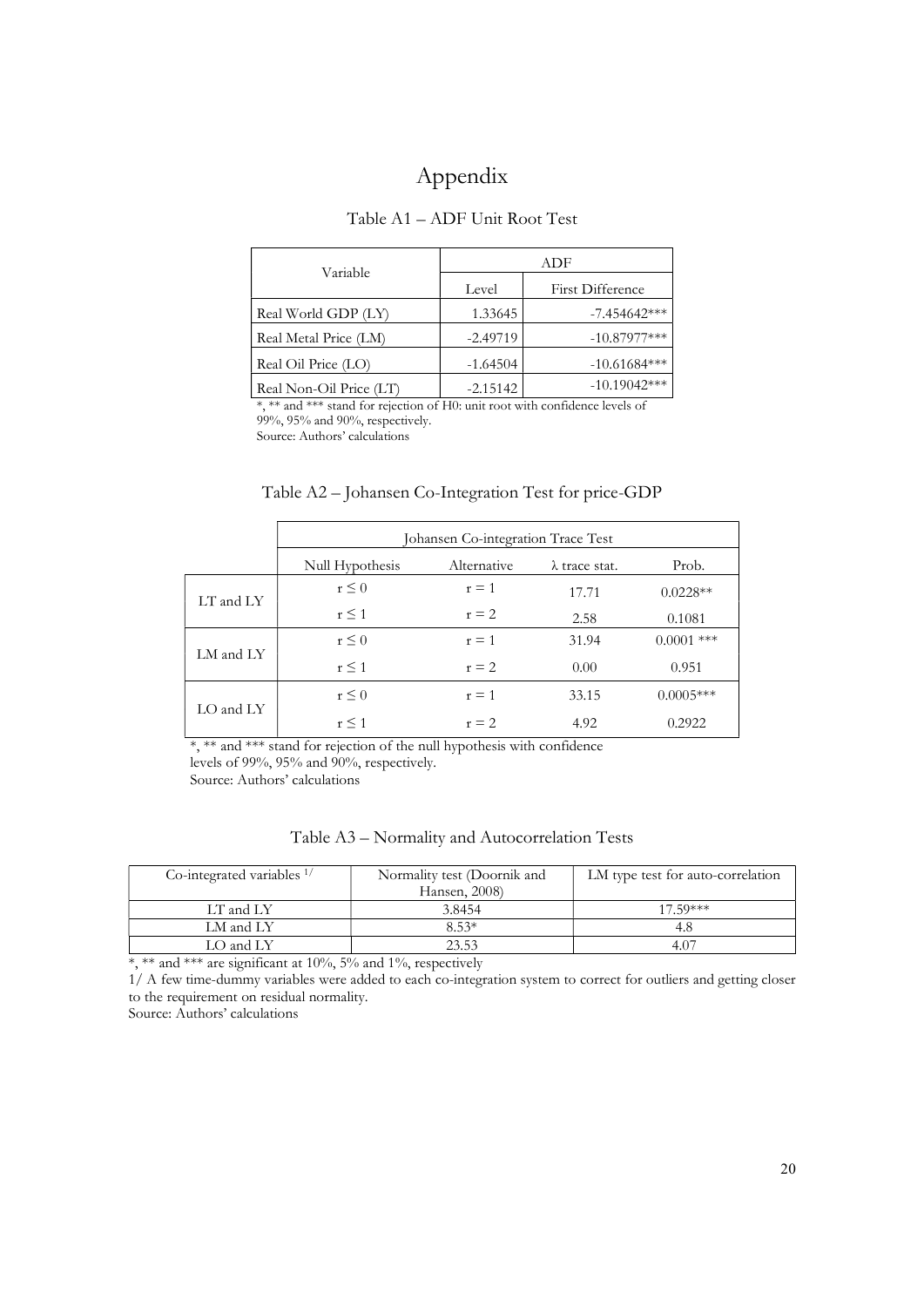# Appendix

Table A1 – ADF Unit Root Test

| Variable | ADF | |
|---|---|---|
| | Level | First Difference |
| Real World GDP (LY) | 1.33645 | -7.454642*** |
| Real Metal Price (LM) | -2.49719 | -10.87977*** |
| Real Oil Price (LO) | -1.64504 | -10.61684*** |
| Real Non-Oil Price (LT) | -2.15142 | -10.19042*** |

*, ** and *** stand for rejection of H0: unit root with confidence levels of 99%, 95% and 90%, respectively.
Source: Authors' calculations

Table A2 – Johansen Co-Integration Test for price-GDP

| | Johansen Co-integration Trace Test | | | |
|---|---|---|---|---|
| | Null Hypothesis | Alternative | $\lambda$ trace stat. | Prob. |
| LT and LY | $r \leq 0$ | $r = 1$ | 17.71 | 0.0228** |
| | $r \leq 1$ | $r = 2$ | 2.58 | 0.1081 |
| LM and LY | $r \leq 0$ | $r = 1$ | 31.94 | 0.0001 *** |
| | $r \leq 1$ | $r = 2$ | 0.00 | 0.951 |
| LO and LY | $r \leq 0$ | $r = 1$ | 33.15 | 0.0005*** |
| | $r \leq 1$ | $r = 2$ | 4.92 | 0.2922 |

*, ** and *** stand for rejection of the null hypothesis with confidence levels of 99%, 95% and 90%, respectively.
Source: Authors' calculations

Table A3 – Normality and Autocorrelation Tests

| Co-integrated variables [1/] | Normality test (Doornik and Hansen, 2008) | LM type test for auto-correlation |
|---|---|---|
| LT and LY | 3.8454 | 17.59*** |
| LM and LY | 8.53* | 4.8 |
| LO and LY | 23.53 | 4.07 |

*, ** and *** are significant at 10%, 5% and 1%, respectively

1/ A few time-dummy variables were added to each co-integration system to correct for outliers and getting closer to the requirement on residual normality.

Source: Authors' calculations